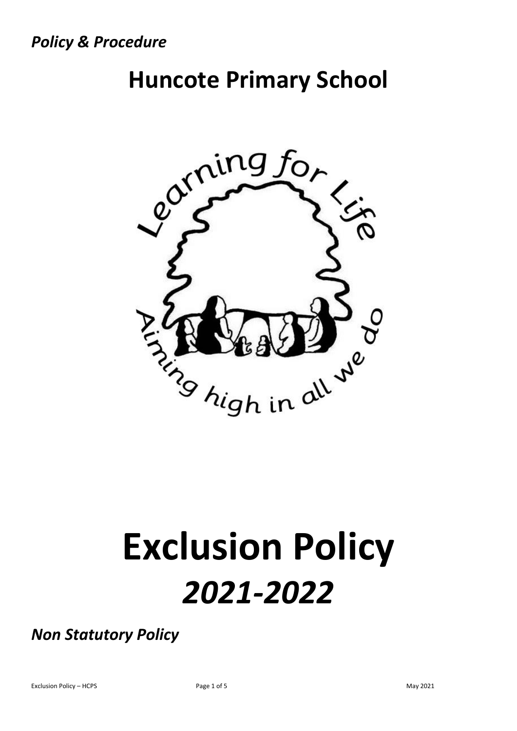*Policy & Procedure*

# Huncote Primary School

# Exclusion Policy

# *2021-2022*

*Non Statutory Policy*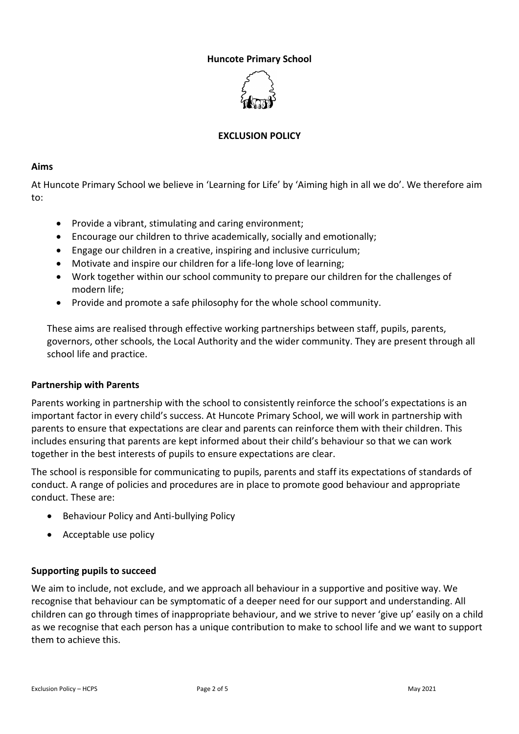**Huncote Primary School**

**EXCLUSION POLICY**

## Aims

At Huncote Primary School we believe in 'Learning for Life' by 'Aiming high in all we do'. We therefore aim to:

- Provide a vibrant, stimulating and caring environment;
- Encourage our children to thrive academically, socially and emotionally;
- Engage our children in a creative, inspiring and inclusive curriculum;
- Motivate and inspire our children for a life-long love of learning;
- Work together within our school community to prepare our children for the challenges of modern life;
- Provide and promote a safe philosophy for the whole school community.

These aims are realised through effective working partnerships between staff, pupils, parents, governors, other schools, the Local Authority and the wider community. They are present through all school life and practice.

## Partnership with Parents

Parents working in partnership with the school to consistently reinforce the school's expectations is an important factor in every child's success. At Huncote Primary School, we will work in partnership with parents to ensure that expectations are clear and parents can reinforce them with their children. This includes ensuring that parents are kept informed about their child's behaviour so that we can work together in the best interests of pupils to ensure expectations are clear.

The school is responsible for communicating to pupils, parents and staff its expectations of standards of conduct. A range of policies and procedures are in place to promote good behaviour and appropriate conduct. These are:

- Behaviour Policy and Anti-bullying Policy
- Acceptable use policy

## Supporting pupils to succeed

We aim to include, not exclude, and we approach all behaviour in a supportive and positive way. We recognise that behaviour can be symptomatic of a deeper need for our support and understanding. All children can go through times of inappropriate behaviour, and we strive to never 'give up' easily on a child as we recognise that each person has a unique contribution to make to school life and we want to support them to achieve this.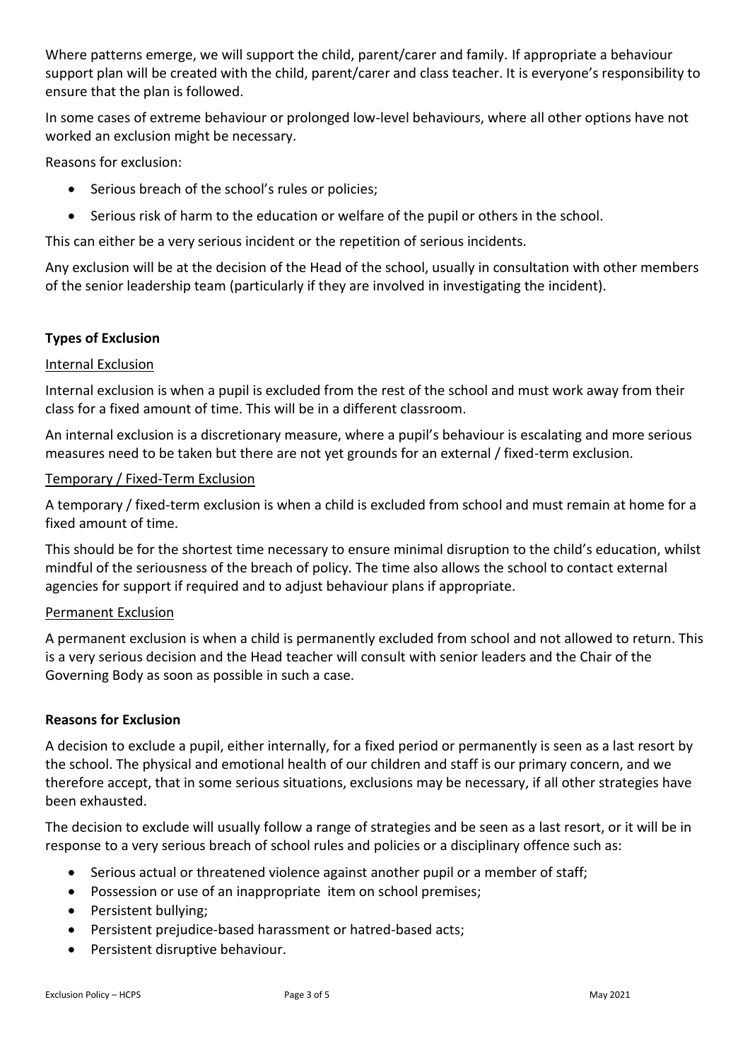Where patterns emerge, we will support the child, parent/carer and family. If appropriate a behaviour support plan will be created with the child, parent/carer and class teacher. It is everyone's responsibility to ensure that the plan is followed.

In some cases of extreme behaviour or prolonged low-level behaviours, where all other options have not worked an exclusion might be necessary.

Reasons for exclusion:

- Serious breach of the school's rules or policies;
- Serious risk of harm to the education or welfare of the pupil or others in the school.

This can either be a very serious incident or the repetition of serious incidents.

Any exclusion will be at the decision of the Head of the school, usually in consultation with other members of the senior leadership team (particularly if they are involved in investigating the incident).

**Types of Exclusion**

Internal Exclusion

Internal exclusion is when a pupil is excluded from the rest of the school and must work away from their class for a fixed amount of time. This will be in a different classroom.

An internal exclusion is a discretionary measure, where a pupil's behaviour is escalating and more serious measures need to be taken but there are not yet grounds for an external / fixed-term exclusion.

Temporary / Fixed-Term Exclusion

A temporary / fixed-term exclusion is when a child is excluded from school and must remain at home for a fixed amount of time.

This should be for the shortest time necessary to ensure minimal disruption to the child's education, whilst mindful of the seriousness of the breach of policy. The time also allows the school to contact external agencies for support if required and to adjust behaviour plans if appropriate.

Permanent Exclusion

A permanent exclusion is when a child is permanently excluded from school and not allowed to return. This is a very serious decision and the Head teacher will consult with senior leaders and the Chair of the Governing Body as soon as possible in such a case.

**Reasons for Exclusion**

A decision to exclude a pupil, either internally, for a fixed period or permanently is seen as a last resort by the school. The physical and emotional health of our children and staff is our primary concern, and we therefore accept, that in some serious situations, exclusions may be necessary, if all other strategies have been exhausted.

The decision to exclude will usually follow a range of strategies and be seen as a last resort, or it will be in response to a very serious breach of school rules and policies or a disciplinary offence such as:

- Serious actual or threatened violence against another pupil or a member of staff;
- Possession or use of an inappropriate item on school premises;
- Persistent bullying;
- Persistent prejudice-based harassment or hatred-based acts;
- Persistent disruptive behaviour.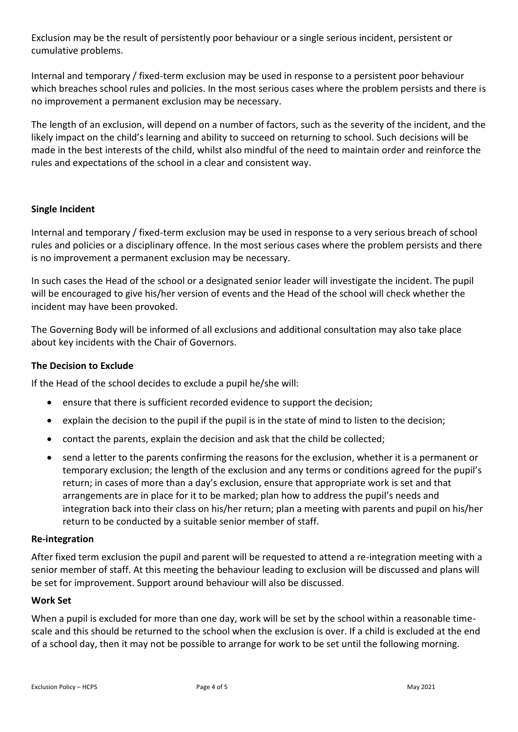Exclusion may be the result of persistently poor behaviour or a single serious incident, persistent or cumulative problems.

Internal and temporary / fixed-term exclusion may be used in response to a persistent poor behaviour which breaches school rules and policies. In the most serious cases where the problem persists and there is no improvement a permanent exclusion may be necessary.

The length of an exclusion, will depend on a number of factors, such as the severity of the incident, and the likely impact on the child's learning and ability to succeed on returning to school. Such decisions will be made in the best interests of the child, whilst also mindful of the need to maintain order and reinforce the rules and expectations of the school in a clear and consistent way.

**Single Incident**

Internal and temporary / fixed-term exclusion may be used in response to a very serious breach of school rules and policies or a disciplinary offence. In the most serious cases where the problem persists and there is no improvement a permanent exclusion may be necessary.

In such cases the Head of the school or a designated senior leader will investigate the incident. The pupil will be encouraged to give his/her version of events and the Head of the school will check whether the incident may have been provoked.

The Governing Body will be informed of all exclusions and additional consultation may also take place about key incidents with the Chair of Governors.

**The Decision to Exclude**

If the Head of the school decides to exclude a pupil he/she will:

- ensure that there is sufficient recorded evidence to support the decision;
- explain the decision to the pupil if the pupil is in the state of mind to listen to the decision;
- contact the parents, explain the decision and ask that the child be collected;
- send a letter to the parents confirming the reasons for the exclusion, whether it is a permanent or temporary exclusion; the length of the exclusion and any terms or conditions agreed for the pupil's return; in cases of more than a day's exclusion, ensure that appropriate work is set and that arrangements are in place for it to be marked; plan how to address the pupil's needs and integration back into their class on his/her return; plan a meeting with parents and pupil on his/her return to be conducted by a suitable senior member of staff.

**Re-integration**

After fixed term exclusion the pupil and parent will be requested to attend a re-integration meeting with a senior member of staff. At this meeting the behaviour leading to exclusion will be discussed and plans will be set for improvement. Support around behaviour will also be discussed.

**Work Set**

When a pupil is excluded for more than one day, work will be set by the school within a reasonable time-scale and this should be returned to the school when the exclusion is over. If a child is excluded at the end of a school day, then it may not be possible to arrange for work to be set until the following morning.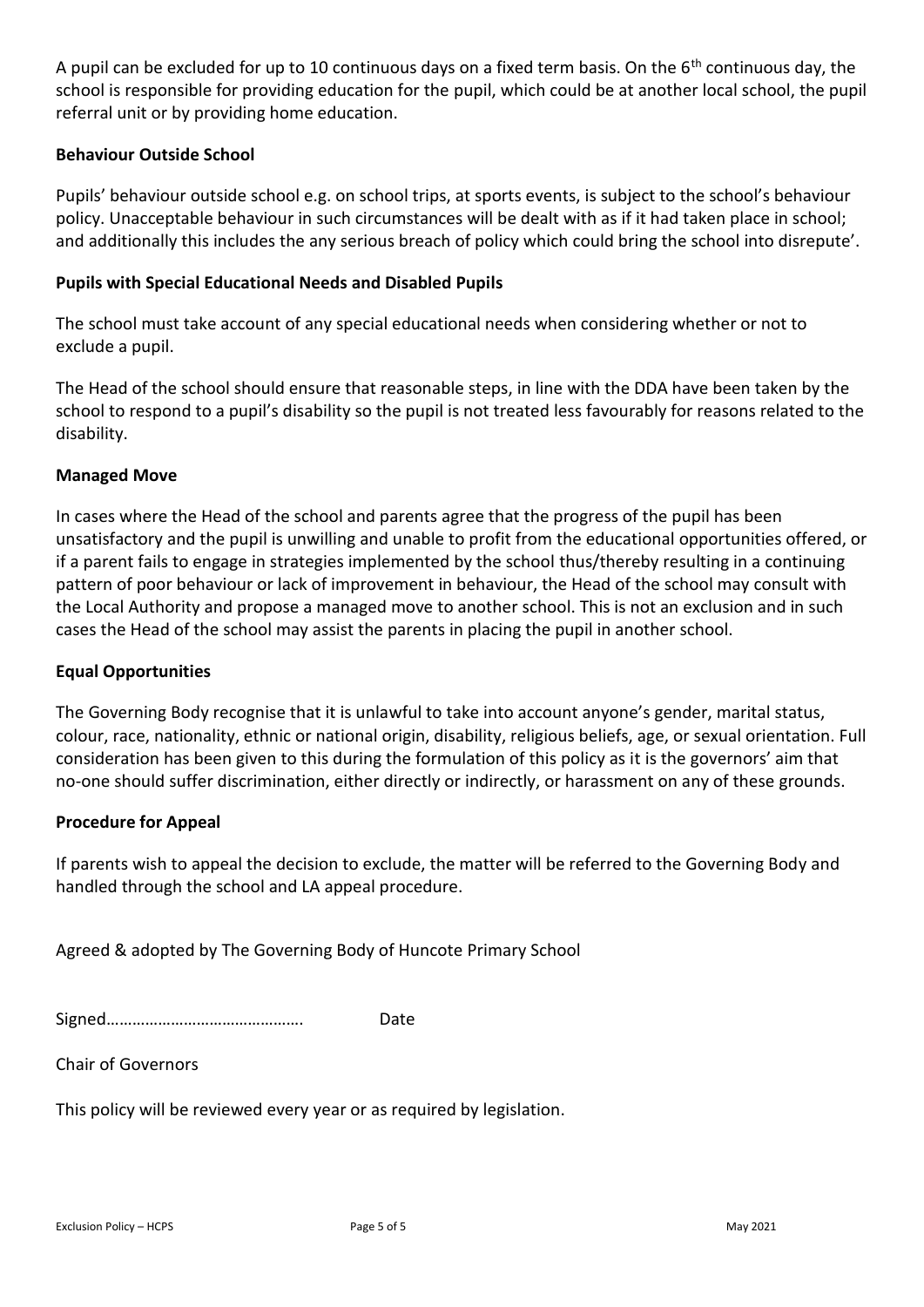A pupil can be excluded for up to 10 continuous days on a fixed term basis. On the 6th continuous day, the school is responsible for providing education for the pupil, which could be at another local school, the pupil referral unit or by providing home education.

**Behaviour Outside School**

Pupils' behaviour outside school e.g. on school trips, at sports events, is subject to the school's behaviour policy. Unacceptable behaviour in such circumstances will be dealt with as if it had taken place in school; and additionally this includes the any serious breach of policy which could bring the school into disrepute'.

**Pupils with Special Educational Needs and Disabled Pupils**

The school must take account of any special educational needs when considering whether or not to exclude a pupil.

The Head of the school should ensure that reasonable steps, in line with the DDA have been taken by the school to respond to a pupil's disability so the pupil is not treated less favourably for reasons related to the disability.

**Managed Move**

In cases where the Head of the school and parents agree that the progress of the pupil has been unsatisfactory and the pupil is unwilling and unable to profit from the educational opportunities offered, or if a parent fails to engage in strategies implemented by the school thus/thereby resulting in a continuing pattern of poor behaviour or lack of improvement in behaviour, the Head of the school may consult with the Local Authority and propose a managed move to another school. This is not an exclusion and in such cases the Head of the school may assist the parents in placing the pupil in another school.

**Equal Opportunities**

The Governing Body recognise that it is unlawful to take into account anyone's gender, marital status, colour, race, nationality, ethnic or national origin, disability, religious beliefs, age, or sexual orientation. Full consideration has been given to this during the formulation of this policy as it is the governors' aim that no-one should suffer discrimination, either directly or indirectly, or harassment on any of these grounds.

**Procedure for Appeal**

If parents wish to appeal the decision to exclude, the matter will be referred to the Governing Body and handled through the school and LA appeal procedure.

Agreed & adopted by The Governing Body of Huncote Primary School

Signed……………………………………. Date

Chair of Governors

This policy will be reviewed every year or as required by legislation.